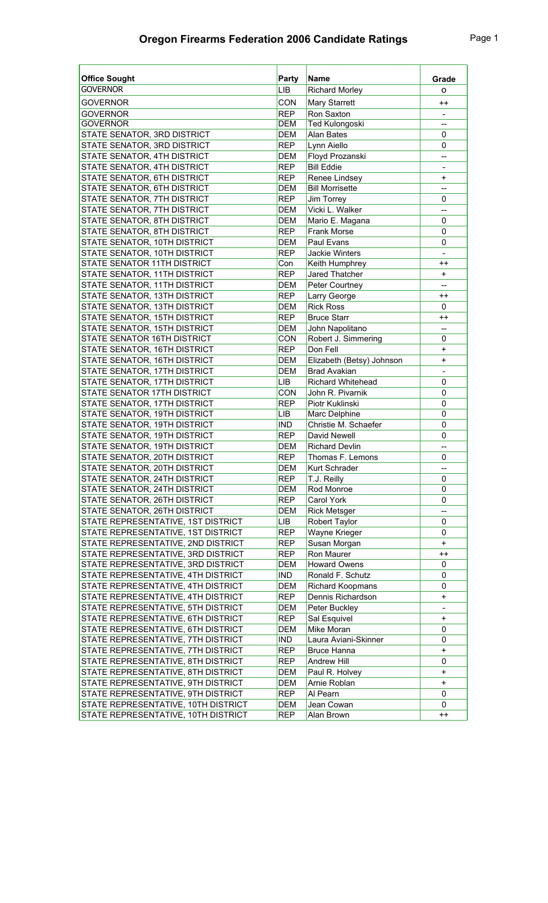# Oregon Firearms Federation 2006 Candidate Ratings

| Office Sought | Party | Name | Grade |
|---|---|---|---|
| GOVERNOR | LIB | Richard Morley | o |
| GOVERNOR | CON | Mary Starrett | ++ |
| GOVERNOR | REP | Ron Saxton | - |
| GOVERNOR | DEM | Ted Kulongoski | -- |
| STATE SENATOR, 3RD DISTRICT | DEM | Alan Bates | 0 |
| STATE SENATOR, 3RD DISTRICT | REP | Lynn Aiello | 0 |
| STATE SENATOR, 4TH DISTRICT | DEM | Floyd Prozanski | -- |
| STATE SENATOR, 4TH DISTRICT | REP | Bill Eddie | - |
| STATE SENATOR, 6TH DISTRICT | REP | Renee Lindsey | + |
| STATE SENATOR, 6TH DISTRICT | DEM | Bill Morrisette | -- |
| STATE SENATOR, 7TH DISTRICT | REP | Jim Torrey | 0 |
| STATE SENATOR, 7TH DISTRICT | DEM | Vicki L. Walker | -- |
| STATE SENATOR, 8TH DISTRICT | DEM | Mario E. Magana | 0 |
| STATE SENATOR, 8TH DISTRICT | REP | Frank Morse | 0 |
| STATE SENATOR, 10TH DISTRICT | DEM | Paul Evans | 0 |
| STATE SENATOR, 10TH DISTRICT | REP | Jackie Winters | - |
| STATE SENATOR 11TH DISTRICT | Con | Keith Humphrey | ++ |
| STATE SENATOR, 11TH DISTRICT | REP | Jared Thatcher | + |
| STATE SENATOR, 11TH DISTRICT | DEM | Peter Courtney | -- |
| STATE SENATOR, 13TH DISTRICT | REP | Larry George | ++ |
| STATE SENATOR, 13TH DISTRICT | DEM | Rick Ross | 0 |
| STATE SENATOR, 15TH DISTRICT | REP | Bruce Starr | ++ |
| STATE SENATOR, 15TH DISTRICT | DEM | John Napolitano | -- |
| STATE SENATOR 16TH DISTRICT | CON | Robert J. Simmering | 0 |
| STATE SENATOR, 16TH DISTRICT | REP | Don Fell | + |
| STATE SENATOR, 16TH DISTRICT | DEM | Elizabeth (Betsy) Johnson | + |
| STATE SENATOR, 17TH DISTRICT | DEM | Brad Avakian | - |
| STATE SENATOR, 17TH DISTRICT | LIB | Richard Whitehead | 0 |
| STATE SENATOR 17TH DISTRICT | CON | John R. Pivarnik | 0 |
| STATE SENATOR, 17TH DISTRICT | REP | Piotr Kuklinski | 0 |
| STATE SENATOR, 19TH DISTRICT | LIB | Marc Delphine | 0 |
| STATE SENATOR, 19TH DISTRICT | IND | Christie M. Schaefer | 0 |
| STATE SENATOR, 19TH DISTRICT | REP | David Newell | 0 |
| STATE SENATOR, 19TH DISTRICT | DEM | Richard Devlin | -- |
| STATE SENATOR, 20TH DISTRICT | REP | Thomas F. Lemons | 0 |
| STATE SENATOR, 20TH DISTRICT | DEM | Kurt Schrader | -- |
| STATE SENATOR, 24TH DISTRICT | REP | T.J. Reilly | 0 |
| STATE SENATOR, 24TH DISTRICT | DEM | Rod Monroe | 0 |
| STATE SENATOR, 26TH DISTRICT | REP | Carol York | 0 |
| STATE SENATOR, 26TH DISTRICT | DEM | Rick Metsger | -- |
| STATE REPRESENTATIVE, 1ST DISTRICT | LIB | Robert Taylor | 0 |
| STATE REPRESENTATIVE, 1ST DISTRICT | REP | Wayne Krieger | 0 |
| STATE REPRESENTATIVE, 2ND DISTRICT | REP | Susan Morgan | + |
| STATE REPRESENTATIVE, 3RD DISTRICT | REP | Ron Maurer | ++ |
| STATE REPRESENTATIVE, 3RD DISTRICT | DEM | Howard Owens | 0 |
| STATE REPRESENTATIVE, 4TH DISTRICT | IND | Ronald F. Schutz | 0 |
| STATE REPRESENTATIVE, 4TH DISTRICT | DEM | Richard Koopmans | 0 |
| STATE REPRESENTATIVE, 4TH DISTRICT | REP | Dennis Richardson | + |
| STATE REPRESENTATIVE, 5TH DISTRICT | DEM | Peter Buckley | - |
| STATE REPRESENTATIVE, 6TH DISTRICT | REP | Sal Esquivel | + |
| STATE REPRESENTATIVE, 6TH DISTRICT | DEM | Mike Moran | 0 |
| STATE REPRESENTATIVE, 7TH DISTRICT | IND | Laura Aviani-Skinner | 0 |
| STATE REPRESENTATIVE, 7TH DISTRICT | REP | Bruce Hanna | + |
| STATE REPRESENTATIVE, 8TH DISTRICT | REP | Andrew Hill | 0 |
| STATE REPRESENTATIVE, 8TH DISTRICT | DEM | Paul R. Holvey | + |
| STATE REPRESENTATIVE, 9TH DISTRICT | DEM | Arnie Roblan | + |
| STATE REPRESENTATIVE, 9TH DISTRICT | REP | Al Pearn | 0 |
| STATE REPRESENTATIVE, 10TH DISTRICT | DEM | Jean Cowan | 0 |
| STATE REPRESENTATIVE, 10TH DISTRICT | REP | Alan Brown | ++ |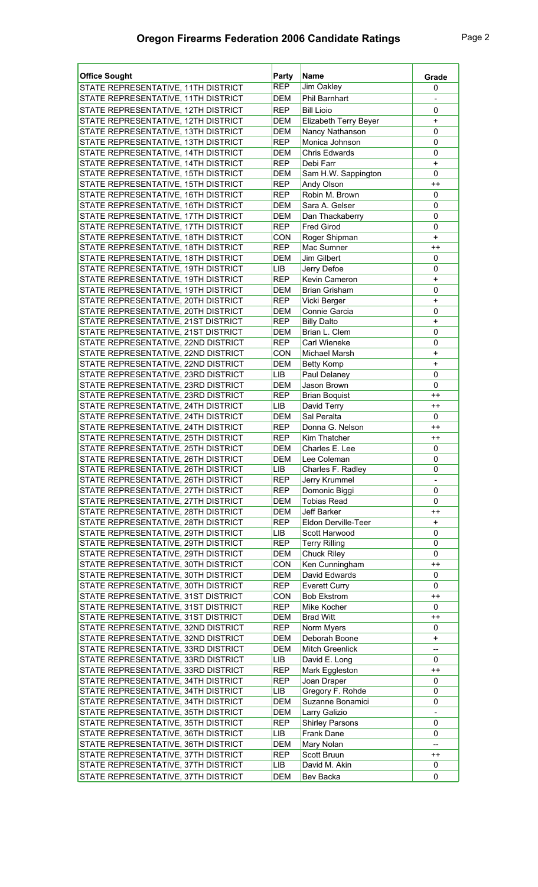# Oregon Firearms Federation 2006 Candidate Ratings

| Office Sought | Party | Name | Grade |
|---|---|---|---|
| STATE REPRESENTATIVE, 11TH DISTRICT | REP | Jim Oakley | 0 |
| STATE REPRESENTATIVE, 11TH DISTRICT | DEM | Phil Barnhart | - |
| STATE REPRESENTATIVE, 12TH DISTRICT | REP | Bill Lioio | 0 |
| STATE REPRESENTATIVE, 12TH DISTRICT | DEM | Elizabeth Terry Beyer | + |
| STATE REPRESENTATIVE, 13TH DISTRICT | DEM | Nancy Nathanson | 0 |
| STATE REPRESENTATIVE, 13TH DISTRICT | REP | Monica Johnson | 0 |
| STATE REPRESENTATIVE, 14TH DISTRICT | DEM | Chris Edwards | 0 |
| STATE REPRESENTATIVE, 14TH DISTRICT | REP | Debi Farr | + |
| STATE REPRESENTATIVE, 15TH DISTRICT | DEM | Sam H.W. Sappington | 0 |
| STATE REPRESENTATIVE, 15TH DISTRICT | REP | Andy Olson | ++ |
| STATE REPRESENTATIVE, 16TH DISTRICT | REP | Robin M. Brown | 0 |
| STATE REPRESENTATIVE, 16TH DISTRICT | DEM | Sara A. Gelser | 0 |
| STATE REPRESENTATIVE, 17TH DISTRICT | DEM | Dan Thackaberry | 0 |
| STATE REPRESENTATIVE, 17TH DISTRICT | REP | Fred Girod | 0 |
| STATE REPRESENTATIVE, 18TH DISTRICT | CON | Roger Shipman | + |
| STATE REPRESENTATIVE, 18TH DISTRICT | REP | Mac Sumner | ++ |
| STATE REPRESENTATIVE, 18TH DISTRICT | DEM | Jim Gilbert | 0 |
| STATE REPRESENTATIVE, 19TH DISTRICT | LIB | Jerry Defoe | 0 |
| STATE REPRESENTATIVE, 19TH DISTRICT | REP | Kevin Cameron | + |
| STATE REPRESENTATIVE, 19TH DISTRICT | DEM | Brian Grisham | 0 |
| STATE REPRESENTATIVE, 20TH DISTRICT | REP | Vicki Berger | + |
| STATE REPRESENTATIVE, 20TH DISTRICT | DEM | Connie Garcia | 0 |
| STATE REPRESENTATIVE, 21ST DISTRICT | REP | Billy Dalto | + |
| STATE REPRESENTATIVE, 21ST DISTRICT | DEM | Brian L. Clem | 0 |
| STATE REPRESENTATIVE, 22ND DISTRICT | REP | Carl Wieneke | 0 |
| STATE REPRESENTATIVE, 22ND DISTRICT | CON | Michael Marsh | + |
| STATE REPRESENTATIVE, 22ND DISTRICT | DEM | Betty Komp | + |
| STATE REPRESENTATIVE, 23RD DISTRICT | LIB | Paul Delaney | 0 |
| STATE REPRESENTATIVE, 23RD DISTRICT | DEM | Jason Brown | 0 |
| STATE REPRESENTATIVE, 23RD DISTRICT | REP | Brian Boquist | ++ |
| STATE REPRESENTATIVE, 24TH DISTRICT | LIB | David Terry | ++ |
| STATE REPRESENTATIVE, 24TH DISTRICT | DEM | Sal Peralta | 0 |
| STATE REPRESENTATIVE, 24TH DISTRICT | REP | Donna G. Nelson | ++ |
| STATE REPRESENTATIVE, 25TH DISTRICT | REP | Kim Thatcher | ++ |
| STATE REPRESENTATIVE, 25TH DISTRICT | DEM | Charles E. Lee | 0 |
| STATE REPRESENTATIVE, 26TH DISTRICT | DEM | Lee Coleman | 0 |
| STATE REPRESENTATIVE, 26TH DISTRICT | LIB | Charles F. Radley | 0 |
| STATE REPRESENTATIVE, 26TH DISTRICT | REP | Jerry Krummel | - |
| STATE REPRESENTATIVE, 27TH DISTRICT | REP | Domonic Biggi | 0 |
| STATE REPRESENTATIVE, 27TH DISTRICT | DEM | Tobias Read | 0 |
| STATE REPRESENTATIVE, 28TH DISTRICT | DEM | Jeff Barker | ++ |
| STATE REPRESENTATIVE, 28TH DISTRICT | REP | Eldon Derville-Teer | + |
| STATE REPRESENTATIVE, 29TH DISTRICT | LIB | Scott Harwood | 0 |
| STATE REPRESENTATIVE, 29TH DISTRICT | REP | Terry Rilling | 0 |
| STATE REPRESENTATIVE, 29TH DISTRICT | DEM | Chuck Riley | 0 |
| STATE REPRESENTATIVE, 30TH DISTRICT | CON | Ken Cunningham | ++ |
| STATE REPRESENTATIVE, 30TH DISTRICT | DEM | David Edwards | 0 |
| STATE REPRESENTATIVE, 30TH DISTRICT | REP | Everett Curry | 0 |
| STATE REPRESENTATIVE, 31ST DISTRICT | CON | Bob Ekstrom | ++ |
| STATE REPRESENTATIVE, 31ST DISTRICT | REP | Mike Kocher | 0 |
| STATE REPRESENTATIVE, 31ST DISTRICT | DEM | Brad Witt | ++ |
| STATE REPRESENTATIVE, 32ND DISTRICT | REP | Norm Myers | 0 |
| STATE REPRESENTATIVE, 32ND DISTRICT | DEM | Deborah Boone | + |
| STATE REPRESENTATIVE, 33RD DISTRICT | DEM | Mitch Greenlick | -- |
| STATE REPRESENTATIVE, 33RD DISTRICT | LIB | David E. Long | 0 |
| STATE REPRESENTATIVE, 33RD DISTRICT | REP | Mark Eggleston | ++ |
| STATE REPRESENTATIVE, 34TH DISTRICT | REP | Joan Draper | 0 |
| STATE REPRESENTATIVE, 34TH DISTRICT | LIB | Gregory F. Rohde | 0 |
| STATE REPRESENTATIVE, 34TH DISTRICT | DEM | Suzanne Bonamici | 0 |
| STATE REPRESENTATIVE, 35TH DISTRICT | DEM | Larry Galizio | - |
| STATE REPRESENTATIVE, 35TH DISTRICT | REP | Shirley Parsons | 0 |
| STATE REPRESENTATIVE, 36TH DISTRICT | LIB | Frank Dane | 0 |
| STATE REPRESENTATIVE, 36TH DISTRICT | DEM | Mary Nolan | -- |
| STATE REPRESENTATIVE, 37TH DISTRICT | REP | Scott Bruun | ++ |
| STATE REPRESENTATIVE, 37TH DISTRICT | LIB | David M. Akin | 0 |
| STATE REPRESENTATIVE, 37TH DISTRICT | DEM | Bev Backa | 0 |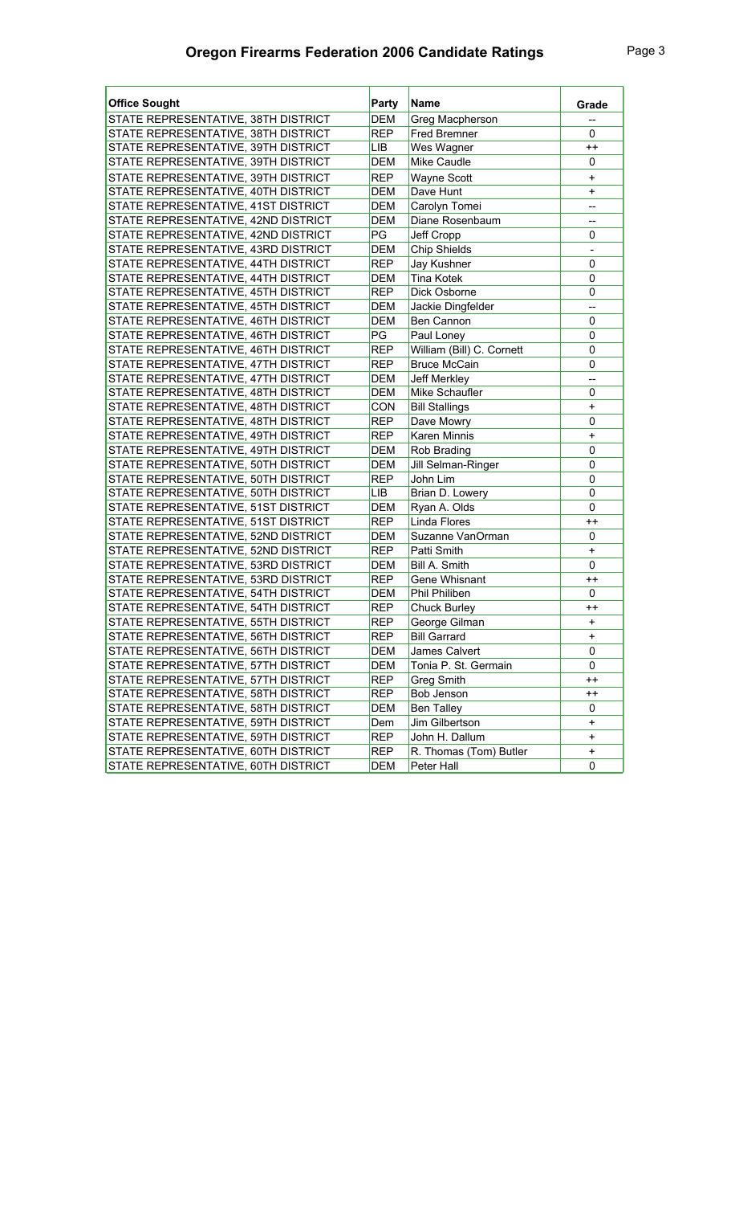| Office Sought | Party | Name | Grade |
|---|---|---|---|
| STATE REPRESENTATIVE, 38TH DISTRICT | DEM | Greg Macpherson | -- |
| STATE REPRESENTATIVE, 38TH DISTRICT | REP | Fred Bremner | 0 |
| STATE REPRESENTATIVE, 39TH DISTRICT | LIB | Wes Wagner | ++ |
| STATE REPRESENTATIVE, 39TH DISTRICT | DEM | Mike Caudle | 0 |
| STATE REPRESENTATIVE, 39TH DISTRICT | REP | Wayne Scott | + |
| STATE REPRESENTATIVE, 40TH DISTRICT | DEM | Dave Hunt | + |
| STATE REPRESENTATIVE, 41ST DISTRICT | DEM | Carolyn Tomei | -- |
| STATE REPRESENTATIVE, 42ND DISTRICT | DEM | Diane Rosenbaum | -- |
| STATE REPRESENTATIVE, 42ND DISTRICT | PG | Jeff Cropp | 0 |
| STATE REPRESENTATIVE, 43RD DISTRICT | DEM | Chip Shields | - |
| STATE REPRESENTATIVE, 44TH DISTRICT | REP | Jay Kushner | 0 |
| STATE REPRESENTATIVE, 44TH DISTRICT | DEM | Tina Kotek | 0 |
| STATE REPRESENTATIVE, 45TH DISTRICT | REP | Dick Osborne | 0 |
| STATE REPRESENTATIVE, 45TH DISTRICT | DEM | Jackie Dingfelder | -- |
| STATE REPRESENTATIVE, 46TH DISTRICT | DEM | Ben Cannon | 0 |
| STATE REPRESENTATIVE, 46TH DISTRICT | PG | Paul Loney | 0 |
| STATE REPRESENTATIVE, 46TH DISTRICT | REP | William (Bill) C. Cornett | 0 |
| STATE REPRESENTATIVE, 47TH DISTRICT | REP | Bruce McCain | 0 |
| STATE REPRESENTATIVE, 47TH DISTRICT | DEM | Jeff Merkley | -- |
| STATE REPRESENTATIVE, 48TH DISTRICT | DEM | Mike Schaufler | 0 |
| STATE REPRESENTATIVE, 48TH DISTRICT | CON | Bill Stallings | + |
| STATE REPRESENTATIVE, 48TH DISTRICT | REP | Dave Mowry | 0 |
| STATE REPRESENTATIVE, 49TH DISTRICT | REP | Karen Minnis | + |
| STATE REPRESENTATIVE, 49TH DISTRICT | DEM | Rob Brading | 0 |
| STATE REPRESENTATIVE, 50TH DISTRICT | DEM | Jill Selman-Ringer | 0 |
| STATE REPRESENTATIVE, 50TH DISTRICT | REP | John Lim | 0 |
| STATE REPRESENTATIVE, 50TH DISTRICT | LIB | Brian D. Lowery | 0 |
| STATE REPRESENTATIVE, 51ST DISTRICT | DEM | Ryan A. Olds | 0 |
| STATE REPRESENTATIVE, 51ST DISTRICT | REP | Linda Flores | ++ |
| STATE REPRESENTATIVE, 52ND DISTRICT | DEM | Suzanne VanOrman | 0 |
| STATE REPRESENTATIVE, 52ND DISTRICT | REP | Patti Smith | + |
| STATE REPRESENTATIVE, 53RD DISTRICT | DEM | Bill A. Smith | 0 |
| STATE REPRESENTATIVE, 53RD DISTRICT | REP | Gene Whisnant | ++ |
| STATE REPRESENTATIVE, 54TH DISTRICT | DEM | Phil Philiben | 0 |
| STATE REPRESENTATIVE, 54TH DISTRICT | REP | Chuck Burley | ++ |
| STATE REPRESENTATIVE, 55TH DISTRICT | REP | George Gilman | + |
| STATE REPRESENTATIVE, 56TH DISTRICT | REP | Bill Garrard | + |
| STATE REPRESENTATIVE, 56TH DISTRICT | DEM | James Calvert | 0 |
| STATE REPRESENTATIVE, 57TH DISTRICT | DEM | Tonia P. St. Germain | 0 |
| STATE REPRESENTATIVE, 57TH DISTRICT | REP | Greg Smith | ++ |
| STATE REPRESENTATIVE, 58TH DISTRICT | REP | Bob Jenson | ++ |
| STATE REPRESENTATIVE, 58TH DISTRICT | DEM | Ben Talley | 0 |
| STATE REPRESENTATIVE, 59TH DISTRICT | Dem | Jim Gilbertson | + |
| STATE REPRESENTATIVE, 59TH DISTRICT | REP | John H. Dallum | + |
| STATE REPRESENTATIVE, 60TH DISTRICT | REP | R. Thomas (Tom) Butler | + |
| STATE REPRESENTATIVE, 60TH DISTRICT | DEM | Peter Hall | 0 |